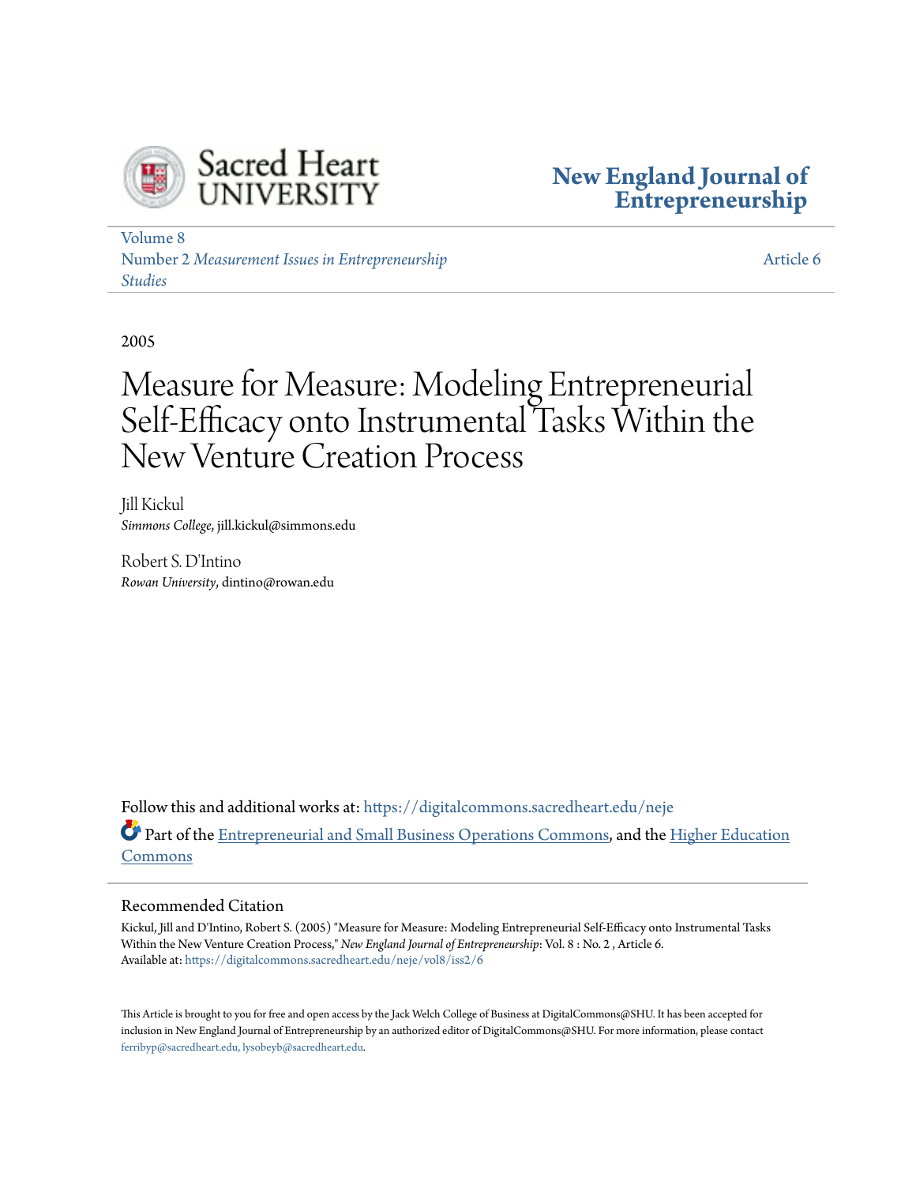Sacred Heart UNIVERSITY

**New England Journal of Entrepreneurship**

Volume 8
Number 2 *Measurement Issues in Entrepreneurship Studies*

Article 6

2005

# Measure for Measure: Modeling Entrepreneurial Self-Efficacy onto Instrumental Tasks Within the New Venture Creation Process

Jill Kickul
*Simmons College*, jill.kickul@simmons.edu

Robert S. D'Intino
*Rowan University*, dintino@rowan.edu

Follow this and additional works at: https://digitalcommons.sacredheart.edu/neje

Part of the Entrepreneurial and Small Business Operations Commons, and the Higher Education Commons

## Recommended Citation

Kickul, Jill and D'Intino, Robert S. (2005) "Measure for Measure: Modeling Entrepreneurial Self-Efficacy onto Instrumental Tasks Within the New Venture Creation Process," *New England Journal of Entrepreneurship*: Vol. 8 : No. 2 , Article 6.
Available at: https://digitalcommons.sacredheart.edu/neje/vol8/iss2/6

This Article is brought to you for free and open access by the Jack Welch College of Business at DigitalCommons@SHU. It has been accepted for inclusion in New England Journal of Entrepreneurship by an authorized editor of DigitalCommons@SHU. For more information, please contact ferribyp@sacredheart.edu, lysobeyb@sacredheart.edu.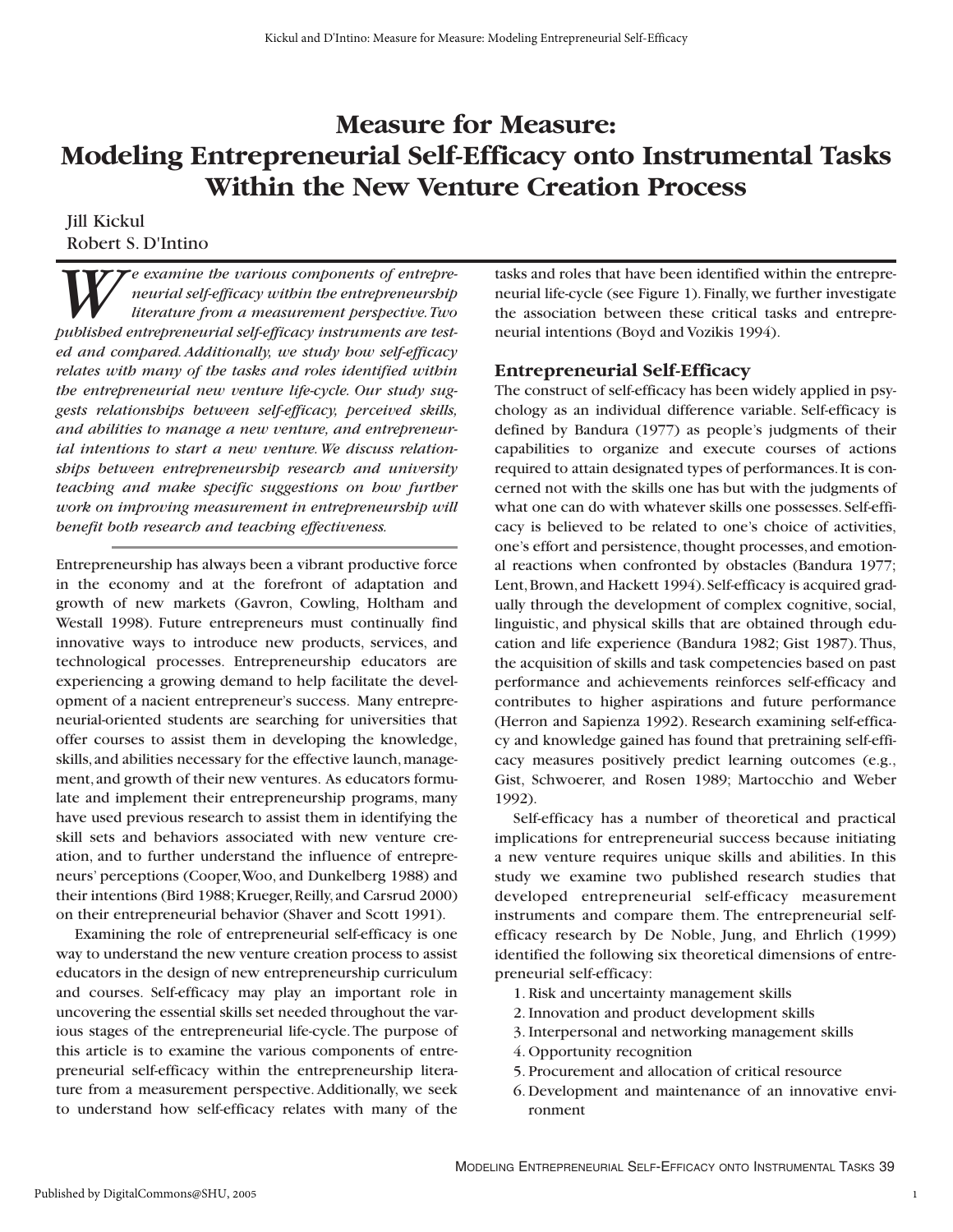# Measure for Measure: Modeling Entrepreneurial Self-Efficacy onto Instrumental Tasks Within the New Venture Creation Process

Jill Kickul
Robert S. D'Intino

*We examine the various components of entrepreneurial self-efficacy within the entrepreneurship literature from a measurement perspective. Two published entrepreneurial self-efficacy instruments are tested and compared. Additionally, we study how self-efficacy relates with many of the tasks and roles identified within the entrepreneurial new venture life-cycle. Our study suggests relationships between self-efficacy, perceived skills, and abilities to manage a new venture, and entrepreneurial intentions to start a new venture. We discuss relationships between entrepreneurship research and university teaching and make specific suggestions on how further work on improving measurement in entrepreneurship will benefit both research and teaching effectiveness.*

Entrepreneurship has always been a vibrant productive force in the economy and at the forefront of adaptation and growth of new markets (Gavron, Cowling, Holtham and Westall 1998). Future entrepreneurs must continually find innovative ways to introduce new products, services, and technological processes. Entrepreneurship educators are experiencing a growing demand to help facilitate the development of a nacient entrepreneur's success. Many entrepreneurial-oriented students are searching for universities that offer courses to assist them in developing the knowledge, skills, and abilities necessary for the effective launch, management, and growth of their new ventures. As educators formulate and implement their entrepreneurship programs, many have used previous research to assist them in identifying the skill sets and behaviors associated with new venture creation, and to further understand the influence of entrepreneurs' perceptions (Cooper, Woo, and Dunkelberg 1988) and their intentions (Bird 1988; Krueger, Reilly, and Carsrud 2000) on their entrepreneurial behavior (Shaver and Scott 1991).

Examining the role of entrepreneurial self-efficacy is one way to understand the new venture creation process to assist educators in the design of new entrepreneurship curriculum and courses. Self-efficacy may play an important role in uncovering the essential skills set needed throughout the various stages of the entrepreneurial life-cycle. The purpose of this article is to examine the various components of entrepreneurial self-efficacy within the entrepreneurship literature from a measurement perspective. Additionally, we seek to understand how self-efficacy relates with many of the tasks and roles that have been identified within the entrepreneurial life-cycle (see Figure 1). Finally, we further investigate the association between these critical tasks and entrepreneurial intentions (Boyd and Vozikis 1994).

## Entrepreneurial Self-Efficacy

The construct of self-efficacy has been widely applied in psychology as an individual difference variable. Self-efficacy is defined by Bandura (1977) as people's judgments of their capabilities to organize and execute courses of actions required to attain designated types of performances. It is concerned not with the skills one has but with the judgments of what one can do with whatever skills one possesses. Self-efficacy is believed to be related to one's choice of activities, one's effort and persistence, thought processes, and emotional reactions when confronted by obstacles (Bandura 1977; Lent, Brown, and Hackett 1994). Self-efficacy is acquired gradually through the development of complex cognitive, social, linguistic, and physical skills that are obtained through education and life experience (Bandura 1982; Gist 1987). Thus, the acquisition of skills and task competencies based on past performance and achievements reinforces self-efficacy and contributes to higher aspirations and future performance (Herron and Sapienza 1992). Research examining self-efficacy and knowledge gained has found that pretraining self-efficacy measures positively predict learning outcomes (e.g., Gist, Schwoerer, and Rosen 1989; Martocchio and Weber 1992).

Self-efficacy has a number of theoretical and practical implications for entrepreneurial success because initiating a new venture requires unique skills and abilities. In this study we examine two published research studies that developed entrepreneurial self-efficacy measurement instruments and compare them. The entrepreneurial self-efficacy research by De Noble, Jung, and Ehrlich (1999) identified the following six theoretical dimensions of entrepreneurial self-efficacy:

1. Risk and uncertainty management skills
2. Innovation and product development skills
3. Interpersonal and networking management skills
4. Opportunity recognition
5. Procurement and allocation of critical resource
6. Development and maintenance of an innovative environment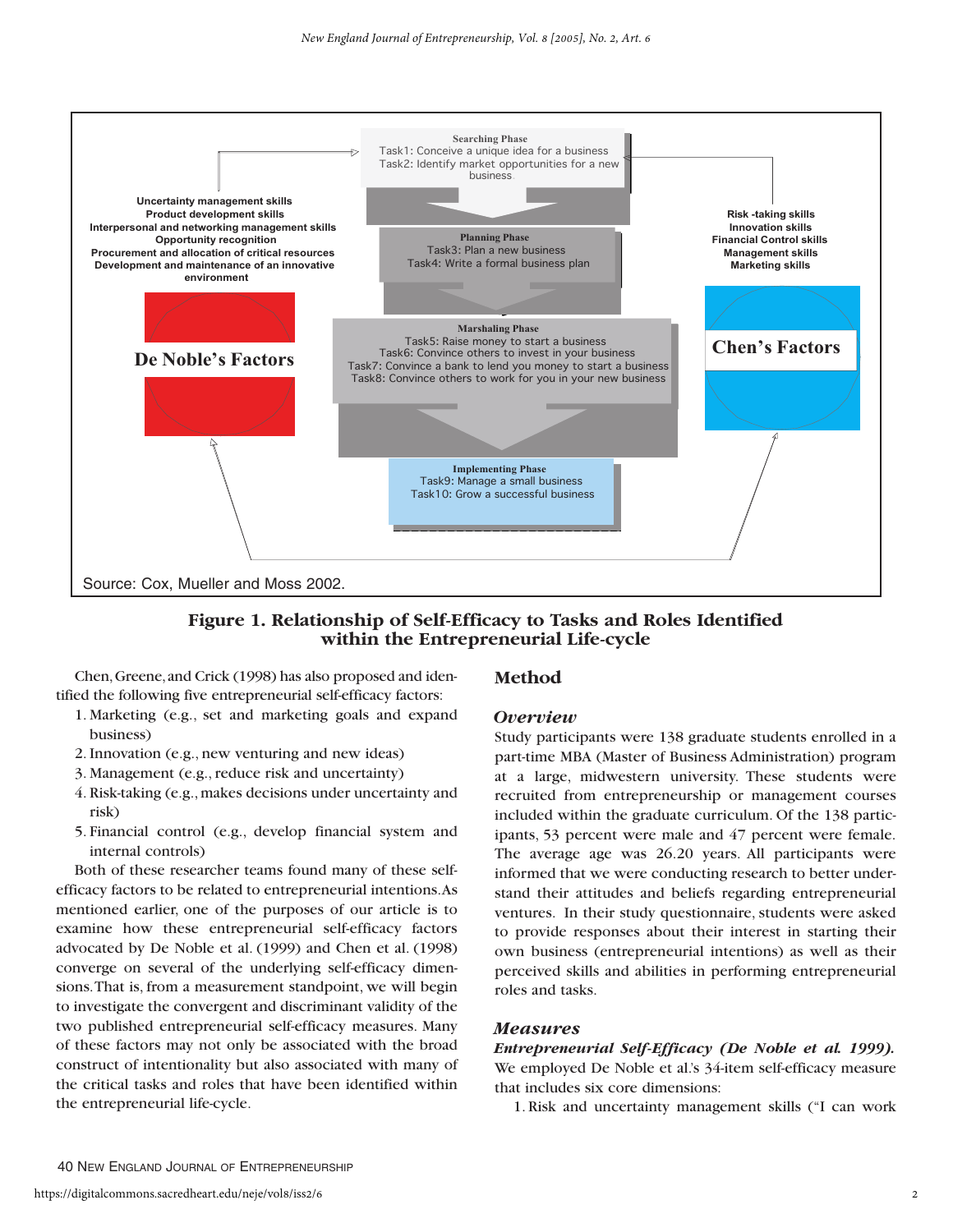Searching Phase
Task1: Conceive a unique idea for a business
Task2: Identify market opportunities for a new business

Planning Phase
Task3: Plan a new business
Task4: Write a formal business plan

Marshaling Phase
Task5: Raise money to start a business
Task6: Convince others to invest in your business
Task7: Convince a bank to lend you money to start a business
Task8: Convince others to work for you in your new business

Implementing Phase
Task9: Manage a small business
Task10: Grow a successful business

**De Noble's Factors**

Uncertainty management skills
Product development skills
Interpersonal and networking management skills
Opportunity recognition
Procurement and allocation of critical resources
Development and maintenance of an innovative environment

**Chen's Factors**

Risk -taking skills
Innovation skills
Financial Control skills
Management skills
Marketing skills

Source: Cox, Mueller and Moss 2002.

**Figure 1. Relationship of Self-Efficacy to Tasks and Roles Identified within the Entrepreneurial Life-cycle**

Chen, Greene, and Crick (1998) has also proposed and identified the following five entrepreneurial self-efficacy factors:

1. Marketing (e.g., set and marketing goals and expand business)
2. Innovation (e.g., new venturing and new ideas)
3. Management (e.g., reduce risk and uncertainty)
4. Risk-taking (e.g., makes decisions under uncertainty and risk)
5. Financial control (e.g., develop financial system and internal controls)

Both of these researcher teams found many of these self-efficacy factors to be related to entrepreneurial intentions. As mentioned earlier, one of the purposes of our article is to examine how these entrepreneurial self-efficacy factors advocated by De Noble et al. (1999) and Chen et al. (1998) converge on several of the underlying self-efficacy dimensions. That is, from a measurement standpoint, we will begin to investigate the convergent and discriminant validity of the two published entrepreneurial self-efficacy measures. Many of these factors may not only be associated with the broad construct of intentionality but also associated with many of the critical tasks and roles that have been identified within the entrepreneurial life-cycle.

## Method

### *Overview*

Study participants were 138 graduate students enrolled in a part-time MBA (Master of Business Administration) program at a large, midwestern university. These students were recruited from entrepreneurship or management courses included within the graduate curriculum. Of the 138 participants, 53 percent were male and 47 percent were female. The average age was 26.20 years. All participants were informed that we were conducting research to better understand their attitudes and beliefs regarding entrepreneurial ventures. In their study questionnaire, students were asked to provide responses about their interest in starting their own business (entrepreneurial intentions) as well as their perceived skills and abilities in performing entrepreneurial roles and tasks.

### *Measures*

***Entrepreneurial Self-Efficacy (De Noble et al. 1999).*** We employed De Noble et al.'s 34-item self-efficacy measure that includes six core dimensions:

1. Risk and uncertainty management skills ("I can work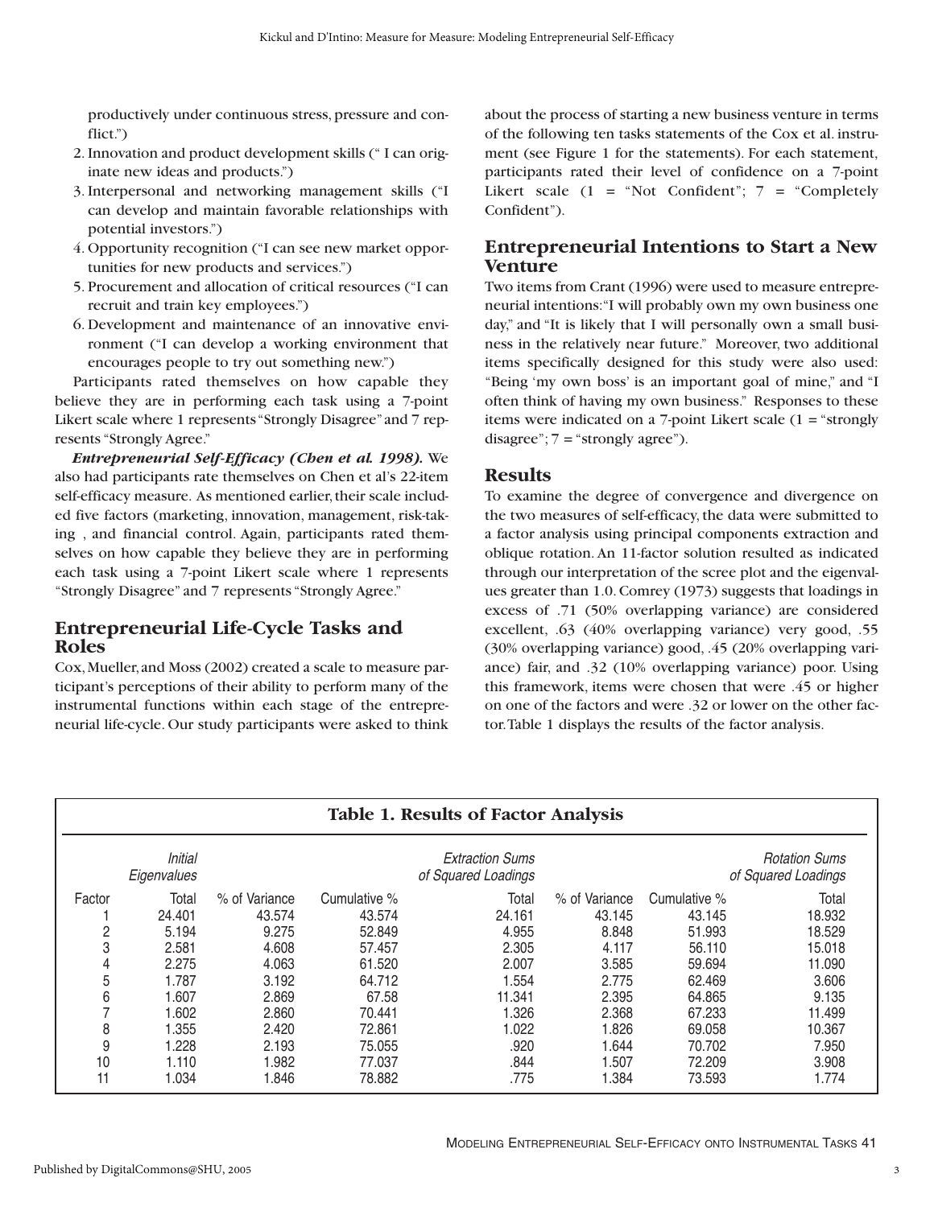productively under continuous stress, pressure and conflict.")

2. Innovation and product development skills (" I can originate new ideas and products.")
3. Interpersonal and networking management skills ("I can develop and maintain favorable relationships with potential investors.")
4. Opportunity recognition ("I can see new market opportunities for new products and services.")
5. Procurement and allocation of critical resources ("I can recruit and train key employees.")
6. Development and maintenance of an innovative environment ("I can develop a working environment that encourages people to try out something new.")

Participants rated themselves on how capable they believe they are in performing each task using a 7-point Likert scale where 1 represents "Strongly Disagree" and 7 represents "Strongly Agree."

***Entrepreneurial Self-Efficacy (Chen et al. 1998).*** We also had participants rate themselves on Chen et al's 22-item self-efficacy measure. As mentioned earlier, their scale included five factors (marketing, innovation, management, risk-taking , and financial control. Again, participants rated themselves on how capable they believe they are in performing each task using a 7-point Likert scale where 1 represents "Strongly Disagree" and 7 represents "Strongly Agree."

## Entrepreneurial Life-Cycle Tasks and Roles

Cox, Mueller, and Moss (2002) created a scale to measure participant's perceptions of their ability to perform many of the instrumental functions within each stage of the entrepreneurial life-cycle. Our study participants were asked to think about the process of starting a new business venture in terms of the following ten tasks statements of the Cox et al. instrument (see Figure 1 for the statements). For each statement, participants rated their level of confidence on a 7-point Likert scale (1 = "Not Confident"; 7 = "Completely Confident").

## Entrepreneurial Intentions to Start a New Venture

Two items from Crant (1996) were used to measure entrepreneurial intentions: "I will probably own my own business one day," and "It is likely that I will personally own a small business in the relatively near future." Moreover, two additional items specifically designed for this study were also used: "Being 'my own boss' is an important goal of mine," and "I often think of having my own business." Responses to these items were indicated on a 7-point Likert scale (1 = "strongly disagree"; 7 = "strongly agree").

## Results

To examine the degree of convergence and divergence on the two measures of self-efficacy, the data were submitted to a factor analysis using principal components extraction and oblique rotation. An 11-factor solution resulted as indicated through our interpretation of the scree plot and the eigenvalues greater than 1.0. Comrey (1973) suggests that loadings in excess of .71 (50% overlapping variance) are considered excellent, .63 (40% overlapping variance) very good, .55 (30% overlapping variance) good, .45 (20% overlapping variance) fair, and .32 (10% overlapping variance) poor. Using this framework, items were chosen that were .45 or higher on one of the factors and were .32 or lower on the other factor. Table 1 displays the results of the factor analysis.

**Table 1. Results of Factor Analysis**

| | *Initial Eigenvalues* | | | *Extraction Sums of Squared Loadings* | | | *Rotation Sums of Squared Loadings* |
|---|---|---|---|---|---|---|---|
| Factor | Total | % of Variance | Cumulative % | Total | % of Variance | Cumulative % | Total |
| 1 | 24.401 | 43.574 | 43.574 | 24.161 | 43.145 | 43.145 | 18.932 |
| 2 | 5.194 | 9.275 | 52.849 | 4.955 | 8.848 | 51.993 | 18.529 |
| 3 | 2.581 | 4.608 | 57.457 | 2.305 | 4.117 | 56.110 | 15.018 |
| 4 | 2.275 | 4.063 | 61.520 | 2.007 | 3.585 | 59.694 | 11.090 |
| 5 | 1.787 | 3.192 | 64.712 | 1.554 | 2.775 | 62.469 | 3.606 |
| 6 | 1.607 | 2.869 | 67.58 | 11.341 | 2.395 | 64.865 | 9.135 |
| 7 | 1.602 | 2.860 | 70.441 | 1.326 | 2.368 | 67.233 | 11.499 |
| 8 | 1.355 | 2.420 | 72.861 | 1.022 | 1.826 | 69.058 | 10.367 |
| 9 | 1.228 | 2.193 | 75.055 | .920 | 1.644 | 70.702 | 7.950 |
| 10 | 1.110 | 1.982 | 77.037 | .844 | 1.507 | 72.209 | 3.908 |
| 11 | 1.034 | 1.846 | 78.882 | .775 | 1.384 | 73.593 | 1.774 |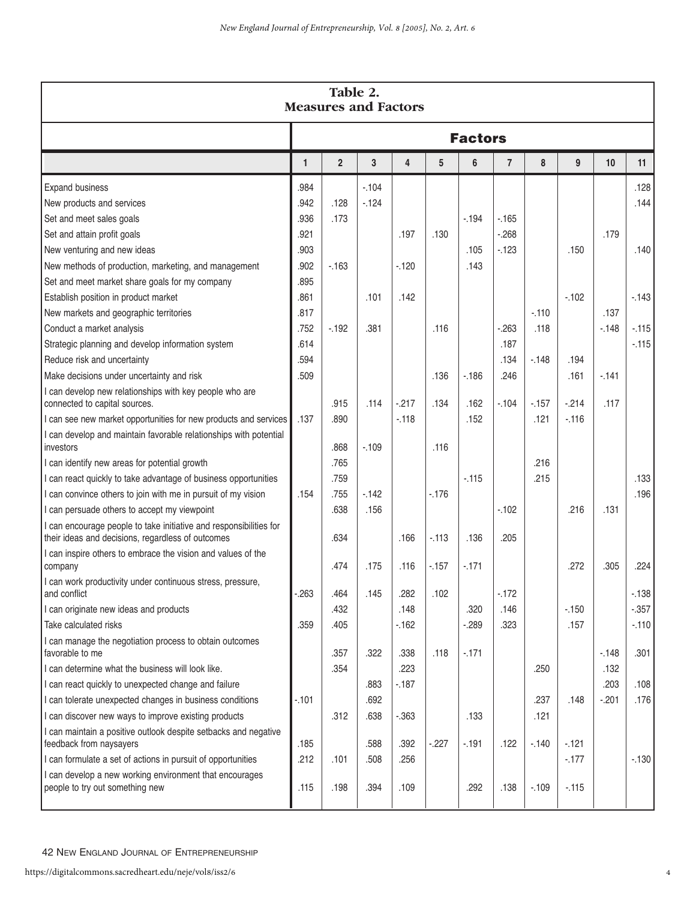**Table 2.**
**Measures and Factors**

| | Factors | | | | | | | | | | |
|---|---|---|---|---|---|---|---|---|---|---|---|
| | 1 | 2 | 3 | 4 | 5 | 6 | 7 | 8 | 9 | 10 | 11 |
| Expand business | .984 | | -.104 | | | | | | | | .128 |
| New products and services | .942 | .128 | -.124 | | | | | | | | .144 |
| Set and meet sales goals | .936 | .173 | | | | -.194 | -.165 | | | | |
| Set and attain profit goals | .921 | | | .197 | .130 | | -.268 | | | .179 | |
| New venturing and new ideas | .903 | | | | | .105 | -.123 | | .150 | | .140 |
| New methods of production, marketing, and management | .902 | -.163 | | -.120 | | .143 | | | | | |
| Set and meet market share goals for my company | .895 | | | | | | | | | | |
| Establish position in product market | .861 | | .101 | .142 | | | | | -.102 | | -.143 |
| New markets and geographic territories | .817 | | | | | | | -.110 | | .137 | |
| Conduct a market analysis | .752 | -.192 | .381 | | .116 | | -.263 | .118 | | -.148 | -.115 |
| Strategic planning and develop information system | .614 | | | | | | .187 | | | | -.115 |
| Reduce risk and uncertainty | .594 | | | | | | .134 | -.148 | .194 | | |
| Make decisions under uncertainty and risk | .509 | | | | .136 | -.186 | .246 | | .161 | -.141 | |
| I can develop new relationships with key people who are connected to capital sources. | | .915 | .114 | -.217 | .134 | .162 | -.104 | -.157 | -.214 | .117 | |
| I can see new market opportunities for new products and services | .137 | .890 | | -.118 | | .152 | | .121 | -.116 | | |
| I can develop and maintain favorable relationships with potential investors | | .868 | -.109 | | .116 | | | | | | |
| I can identify new areas for potential growth | | .765 | | | | | | .216 | | | |
| I can react quickly to take advantage of business opportunities | | .759 | | | | -.115 | | .215 | | | .133 |
| I can convince others to join with me in pursuit of my vision | .154 | .755 | -.142 | | -.176 | | | | | | .196 |
| I can persuade others to accept my viewpoint | | .638 | .156 | | | | -.102 | | .216 | .131 | |
| I can encourage people to take initiative and responsibilities for their ideas and decisions, regardless of outcomes | | .634 | | .166 | -.113 | .136 | .205 | | | | |
| I can inspire others to embrace the vision and values of the company | | .474 | .175 | .116 | -.157 | -.171 | | | .272 | .305 | .224 |
| I can work productivity under continuous stress, pressure, and conflict | -.263 | .464 | .145 | .282 | .102 | | -.172 | | | | -.138 |
| I can originate new ideas and products | | .432 | | .148 | | .320 | .146 | | -.150 | | -.357 |
| Take calculated risks | .359 | .405 | | -.162 | | -.289 | .323 | | .157 | | -.110 |
| I can manage the negotiation process to obtain outcomes favorable to me | | .357 | .322 | .338 | .118 | -.171 | | | | -.148 | .301 |
| I can determine what the business will look like. | | .354 | | .223 | | | | .250 | | .132 | |
| I can react quickly to unexpected change and failure | | | .883 | -.187 | | | | | | .203 | .108 |
| I can tolerate unexpected changes in business conditions | -.101 | | .692 | | | | | .237 | .148 | -.201 | .176 |
| I can discover new ways to improve existing products | | .312 | .638 | -.363 | | .133 | | .121 | | | |
| I can maintain a positive outlook despite setbacks and negative feedback from naysayers | .185 | | .588 | .392 | -.227 | -.191 | .122 | -.140 | -.121 | | |
| I can formulate a set of actions in pursuit of opportunities | .212 | .101 | .508 | .256 | | | | | -.177 | | -.130 |
| I can develop a new working environment that encourages people to try out something new | .115 | .198 | .394 | .109 | | .292 | .138 | -.109 | -.115 | | |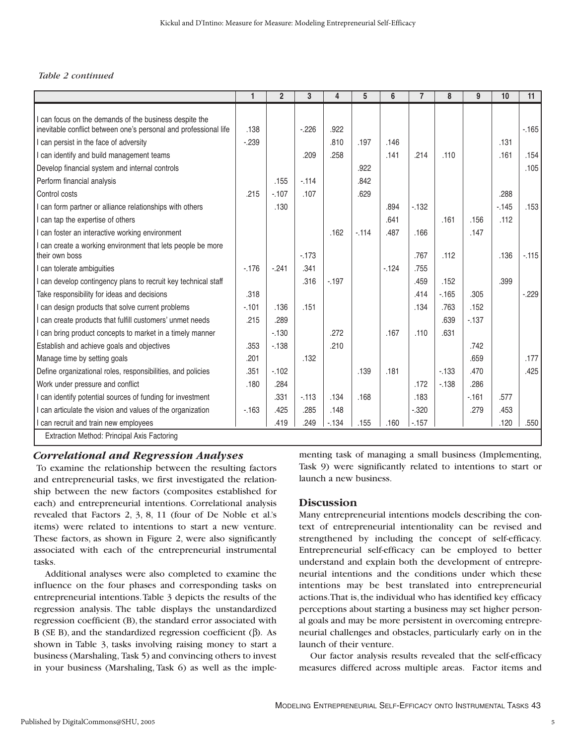*Table 2 continued*

| | 1 | 2 | 3 | 4 | 5 | 6 | 7 | 8 | 9 | 10 | 11 |
|---|---|---|---|---|---|---|---|---|---|---|---|
| I can focus on the demands of the business despite the inevitable conflict between one's personal and professional life | .138 | | -.226 | .922 | | | | | | | -.165 |
| I can persist in the face of adversity | -.239 | | | .810 | .197 | .146 | | | | .131 | |
| I can identify and build management teams | | | .209 | .258 | | .141 | .214 | .110 | | .161 | .154 |
| Develop financial system and internal controls | | | | | .922 | | | | | | .105 |
| Perform financial analysis | | .155 | -.114 | | .842 | | | | | | |
| Control costs | .215 | -.107 | .107 | | .629 | | | | | .288 | |
| I can form partner or alliance relationships with others | | .130 | | | | .894 | -.132 | | | -.145 | .153 |
| I can tap the expertise of others | | | | | | .641 | | .161 | .156 | .112 | |
| I can foster an interactive working environment | | | | .162 | -.114 | .487 | .166 | | .147 | | |
| I can create a working environment that lets people be more their own boss | | | -.173 | | | | .767 | .112 | | .136 | -.115 |
| I can tolerate ambiguities | -.176 | -.241 | .341 | | | -.124 | .755 | | | | |
| I can develop contingency plans to recruit key technical staff | | | .316 | -.197 | | | .459 | .152 | | .399 | |
| Take responsibility for ideas and decisions | .318 | | | | | | .414 | -.165 | .305 | | -.229 |
| I can design products that solve current problems | -.101 | .136 | .151 | | | | .134 | .763 | .152 | | |
| I can create products that fulfill customers' unmet needs | .215 | .289 | | | | | | .639 | -.137 | | |
| I can bring product concepts to market in a timely manner | | -.130 | | .272 | | .167 | .110 | .631 | | | |
| Establish and achieve goals and objectives | .353 | -.138 | | .210 | | | | | .742 | | |
| Manage time by setting goals | .201 | | .132 | | | | | | .659 | | .177 |
| Define organizational roles, responsibilities, and policies | .351 | -.102 | | | .139 | .181 | | -.133 | .470 | | .425 |
| Work under pressure and conflict | .180 | .284 | | | | | .172 | -.138 | .286 | | |
| I can identify potential sources of funding for investment | | .331 | -.113 | .134 | .168 | | .183 | | -.161 | .577 | |
| I can articulate the vision and values of the organization | -.163 | .425 | .285 | .148 | | | -.320 | | .279 | .453 | |
| I can recruit and train new employees | | .419 | .249 | -.134 | .155 | .160 | -.157 | | | .120 | .550 |

Extraction Method: Principal Axis Factoring

### *Correlational and Regression Analyses*

To examine the relationship between the resulting factors and entrepreneurial tasks, we first investigated the relationship between the new factors (composites established for each) and entrepreneurial intentions. Correlational analysis revealed that Factors 2, 3, 8, 11 (four of De Noble et al.'s items) were related to intentions to start a new venture. These factors, as shown in Figure 2, were also significantly associated with each of the entrepreneurial instrumental tasks.

Additional analyses were also completed to examine the influence on the four phases and corresponding tasks on entrepreneurial intentions. Table 3 depicts the results of the regression analysis. The table displays the unstandardized regression coefficient (B), the standard error associated with B (SE B), and the standardized regression coefficient ($\beta$). As shown in Table 3, tasks involving raising money to start a business (Marshaling, Task 5) and convincing others to invest in your business (Marshaling, Task 6) as well as the implementing task of managing a small business (Implementing, Task 9) were significantly related to intentions to start or launch a new business.

## Discussion

Many entrepreneurial intentions models describing the context of entrepreneurial intentionality can be revised and strengthened by including the concept of self-efficacy. Entrepreneurial self-efficacy can be employed to better understand and explain both the development of entrepreneurial intentions and the conditions under which these intentions may be best translated into entrepreneurial actions. That is, the individual who has identified key efficacy perceptions about starting a business may set higher personal goals and may be more persistent in overcoming entrepreneurial challenges and obstacles, particularly early on in the launch of their venture.

Our factor analysis results revealed that the self-efficacy measures differed across multiple areas. Factor items and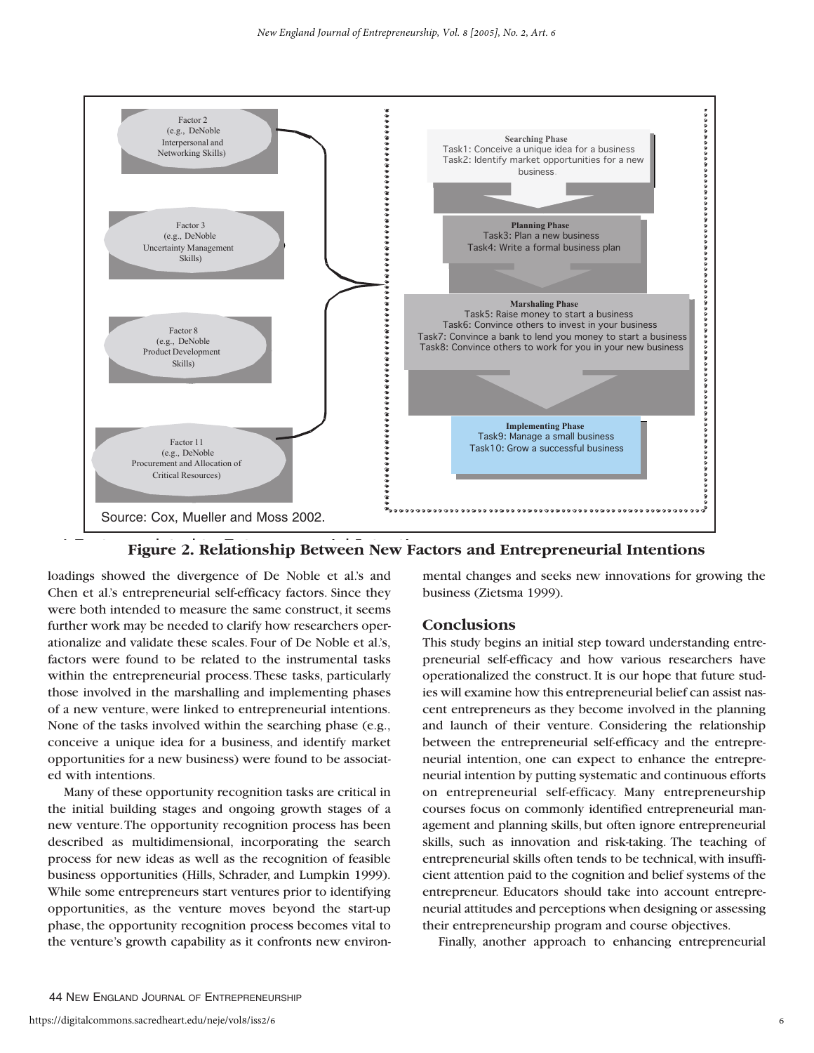Factor 2
(e.g., DeNoble
Interpersonal and
Networking Skills)

Factor 3
(e.g., DeNoble
Uncertainty Management
Skills)

Factor 8
(e.g., DeNoble
Product Development
Skills)

Factor 11
(e.g., DeNoble
Procurement and Allocation of
Critical Resources)

Searching Phase
Task1: Conceive a unique idea for a business
Task2: Identify market opportunities for a new business

Planning Phase
Task3: Plan a new business
Task4: Write a formal business plan

Marshaling Phase
Task5: Raise money to start a business
Task6: Convince others to invest in your business
Task7: Convince a bank to lend you money to start a business
Task8: Convince others to work for you in your new business

Implementing Phase
Task9: Manage a small business
Task10: Grow a successful business

Source: Cox, Mueller and Moss 2002.

**Figure 2. Relationship Between New Factors and Entrepreneurial Intentions**

loadings showed the divergence of De Noble et al.'s and Chen et al.'s entrepreneurial self-efficacy factors. Since they were both intended to measure the same construct, it seems further work may be needed to clarify how researchers operationalize and validate these scales. Four of De Noble et al.'s, factors were found to be related to the instrumental tasks within the entrepreneurial process. These tasks, particularly those involved in the marshalling and implementing phases of a new venture, were linked to entrepreneurial intentions. None of the tasks involved within the searching phase (e.g., conceive a unique idea for a business, and identify market opportunities for a new business) were found to be associated with intentions.

Many of these opportunity recognition tasks are critical in the initial building stages and ongoing growth stages of a new venture. The opportunity recognition process has been described as multidimensional, incorporating the search process for new ideas as well as the recognition of feasible business opportunities (Hills, Schrader, and Lumpkin 1999). While some entrepreneurs start ventures prior to identifying opportunities, as the venture moves beyond the start-up phase, the opportunity recognition process becomes vital to the venture's growth capability as it confronts new environmental changes and seeks new innovations for growing the business (Zietsma 1999).

## Conclusions

This study begins an initial step toward understanding entrepreneurial self-efficacy and how various researchers have operationalized the construct. It is our hope that future studies will examine how this entrepreneurial belief can assist nascent entrepreneurs as they become involved in the planning and launch of their venture. Considering the relationship between the entrepreneurial self-efficacy and the entrepreneurial intention, one can expect to enhance the entrepreneurial intention by putting systematic and continuous efforts on entrepreneurial self-efficacy. Many entrepreneurship courses focus on commonly identified entrepreneurial management and planning skills, but often ignore entrepreneurial skills, such as innovation and risk-taking. The teaching of entrepreneurial skills often tends to be technical, with insufficient attention paid to the cognition and belief systems of the entrepreneur. Educators should take into account entrepreneurial attitudes and perceptions when designing or assessing their entrepreneurship program and course objectives.

Finally, another approach to enhancing entrepreneurial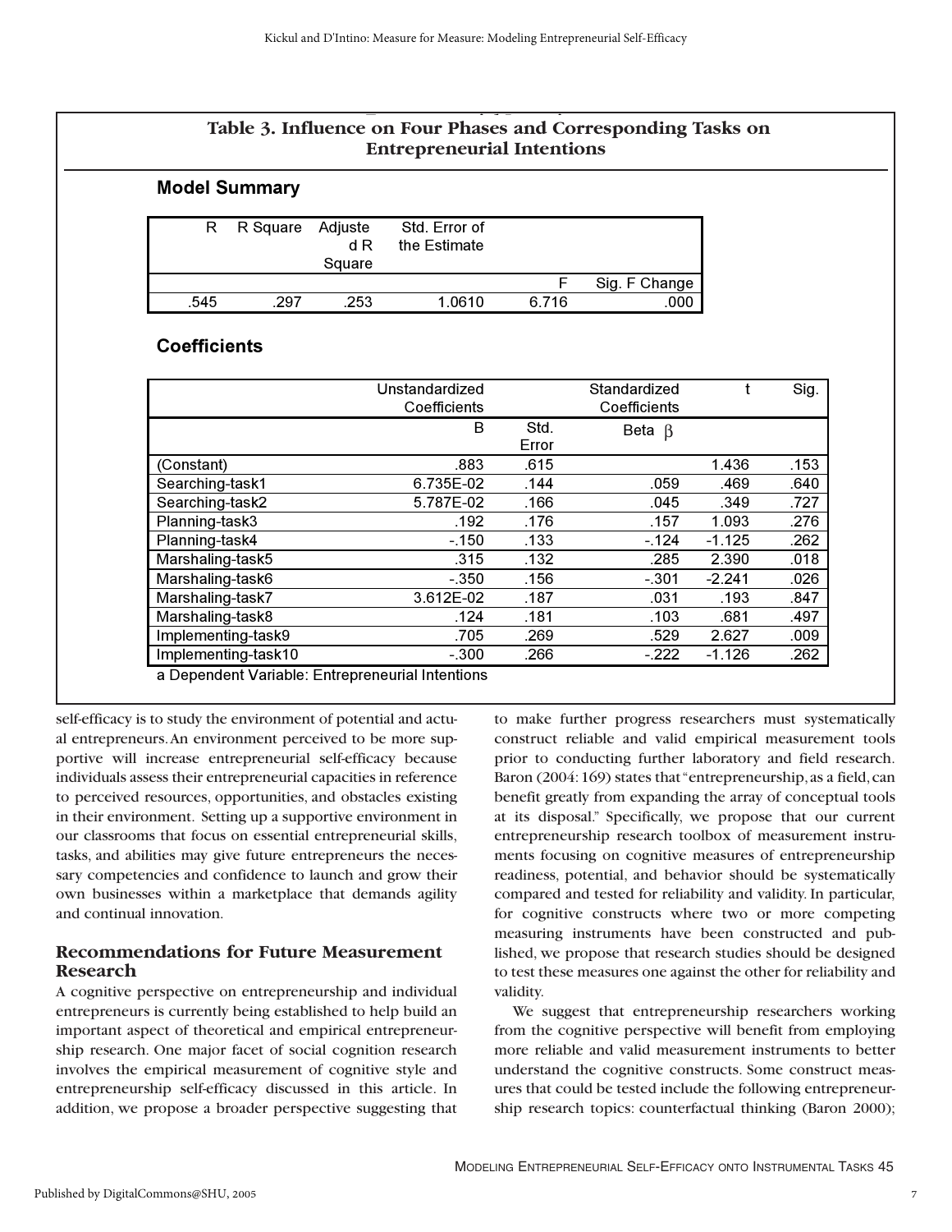## Table 3. Influence on Four Phases and Corresponding Tasks on Entrepreneurial Intentions

**Model Summary**

| R | R Square | Adjusted R Square | Std. Error of the Estimate | F | Sig. F Change |
|---|---|---|---|---|---|
| .545 | .297 | .253 | 1.0610 | 6.716 | .000 |

**Coefficients**

| | Unstandardized Coefficients | | Standardized Coefficients | t | Sig. |
|---|---|---|---|---|---|
| | B | Std. Error | Beta β | | |
| (Constant) | .883 | .615 | | 1.436 | .153 |
| Searching-task1 | 6.735E-02 | .144 | .059 | .469 | .640 |
| Searching-task2 | 5.787E-02 | .166 | .045 | .349 | .727 |
| Planning-task3 | .192 | .176 | .157 | 1.093 | .276 |
| Planning-task4 | -.150 | .133 | -.124 | -1.125 | .262 |
| Marshaling-task5 | .315 | .132 | .285 | 2.390 | .018 |
| Marshaling-task6 | -.350 | .156 | -.301 | -2.241 | .026 |
| Marshaling-task7 | 3.612E-02 | .187 | .031 | .193 | .847 |
| Marshaling-task8 | .124 | .181 | .103 | .681 | .497 |
| Implementing-task9 | .705 | .269 | .529 | 2.627 | .009 |
| Implementing-task10 | -.300 | .266 | -.222 | -1.126 | .262 |

a Dependent Variable: Entrepreneurial Intentions

self-efficacy is to study the environment of potential and actual entrepreneurs. An environment perceived to be more supportive will increase entrepreneurial self-efficacy because individuals assess their entrepreneurial capacities in reference to perceived resources, opportunities, and obstacles existing in their environment. Setting up a supportive environment in our classrooms that focus on essential entrepreneurial skills, tasks, and abilities may give future entrepreneurs the necessary competencies and confidence to launch and grow their own businesses within a marketplace that demands agility and continual innovation.

### Recommendations for Future Measurement Research

A cognitive perspective on entrepreneurship and individual entrepreneurs is currently being established to help build an important aspect of theoretical and empirical entrepreneurship research. One major facet of social cognition research involves the empirical measurement of cognitive style and entrepreneurship self-efficacy discussed in this article. In addition, we propose a broader perspective suggesting that to make further progress researchers must systematically construct reliable and valid empirical measurement tools prior to conducting further laboratory and field research. Baron (2004: 169) states that "entrepreneurship, as a field, can benefit greatly from expanding the array of conceptual tools at its disposal." Specifically, we propose that our current entrepreneurship research toolbox of measurement instruments focusing on cognitive measures of entrepreneurship readiness, potential, and behavior should be systematically compared and tested for reliability and validity. In particular, for cognitive constructs where two or more competing measuring instruments have been constructed and published, we propose that research studies should be designed to test these measures one against the other for reliability and validity.

We suggest that entrepreneurship researchers working from the cognitive perspective will benefit from employing more reliable and valid measurement instruments to better understand the cognitive constructs. Some construct measures that could be tested include the following entrepreneurship research topics: counterfactual thinking (Baron 2000);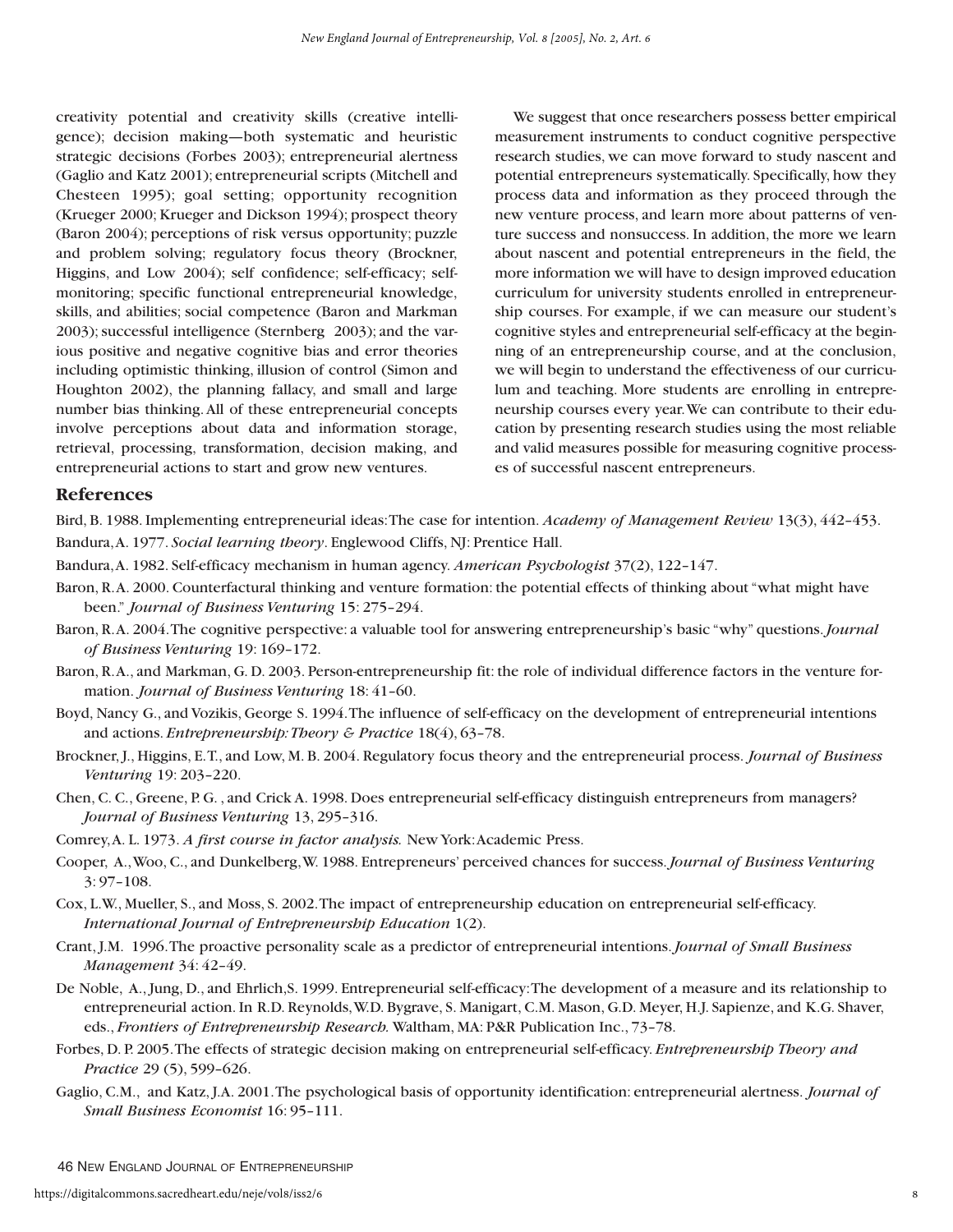creativity potential and creativity skills (creative intelligence); decision making—both systematic and heuristic strategic decisions (Forbes 2003); entrepreneurial alertness (Gaglio and Katz 2001); entrepreneurial scripts (Mitchell and Chesteen 1995); goal setting; opportunity recognition (Krueger 2000; Krueger and Dickson 1994); prospect theory (Baron 2004); perceptions of risk versus opportunity; puzzle and problem solving; regulatory focus theory (Brockner, Higgins, and Low 2004); self confidence; self-efficacy; self-monitoring; specific functional entrepreneurial knowledge, skills, and abilities; social competence (Baron and Markman 2003); successful intelligence (Sternberg 2003); and the various positive and negative cognitive bias and error theories including optimistic thinking, illusion of control (Simon and Houghton 2002), the planning fallacy, and small and large number bias thinking. All of these entrepreneurial concepts involve perceptions about data and information storage, retrieval, processing, transformation, decision making, and entrepreneurial actions to start and grow new ventures.

We suggest that once researchers possess better empirical measurement instruments to conduct cognitive perspective research studies, we can move forward to study nascent and potential entrepreneurs systematically. Specifically, how they process data and information as they proceed through the new venture process, and learn more about patterns of venture success and nonsuccess. In addition, the more we learn about nascent and potential entrepreneurs in the field, the more information we will have to design improved education curriculum for university students enrolled in entrepreneurship courses. For example, if we can measure our student's cognitive styles and entrepreneurial self-efficacy at the beginning of an entrepreneurship course, and at the conclusion, we will begin to understand the effectiveness of our curriculum and teaching. More students are enrolling in entrepreneurship courses every year. We can contribute to their education by presenting research studies using the most reliable and valid measures possible for measuring cognitive processes of successful nascent entrepreneurs.

## References

Bird, B. 1988. Implementing entrepreneurial ideas: The case for intention. *Academy of Management Review* 13(3), 442–453.

Bandura, A. 1977. *Social learning theory*. Englewood Cliffs, NJ: Prentice Hall.

Bandura, A. 1982. Self-efficacy mechanism in human agency. *American Psychologist* 37(2), 122–147.

Baron, R.A. 2000. Counterfactural thinking and venture formation: the potential effects of thinking about "what might have been." *Journal of Business Venturing* 15: 275–294.

Baron, R.A. 2004. The cognitive perspective: a valuable tool for answering entrepreneurship's basic "why" questions. *Journal of Business Venturing* 19: 169–172.

Baron, R.A., and Markman, G. D. 2003. Person-entrepreneurship fit: the role of individual difference factors in the venture formation. *Journal of Business Venturing* 18: 41–60.

Boyd, Nancy G., and Vozikis, George S. 1994. The influence of self-efficacy on the development of entrepreneurial intentions and actions. *Entrepreneurship: Theory & Practice* 18(4), 63–78.

Brockner, J., Higgins, E. T., and Low, M. B. 2004. Regulatory focus theory and the entrepreneurial process. *Journal of Business Venturing* 19: 203–220.

Chen, C. C., Greene, P. G. , and Crick A. 1998. Does entrepreneurial self-efficacy distinguish entrepreneurs from managers? *Journal of Business Venturing* 13, 295–316.

Comrey, A. L. 1973. *A first course in factor analysis.* New York: Academic Press.

Cooper, A., Woo, C., and Dunkelberg, W. 1988. Entrepreneurs' perceived chances for success. *Journal of Business Venturing* 3: 97–108.

Cox, L.W., Mueller, S., and Moss, S. 2002. The impact of entrepreneurship education on entrepreneurial self-efficacy. *International Journal of Entrepreneurship Education* 1(2).

Crant, J.M. 1996. The proactive personality scale as a predictor of entrepreneurial intentions. *Journal of Small Business Management* 34: 42–49.

De Noble, A., Jung, D., and Ehrlich, S. 1999. Entrepreneurial self-efficacy: The development of a measure and its relationship to entrepreneurial action. In R.D. Reynolds, W.D. Bygrave, S. Manigart, C.M. Mason, G.D. Meyer, H.J. Sapienze, and K.G. Shaver, eds., *Frontiers of Entrepreneurship Research.* Waltham, MA: P&R Publication Inc., 73–78.

Forbes, D. P. 2005. The effects of strategic decision making on entrepreneurial self-efficacy. *Entrepreneurship Theory and Practice* 29 (5), 599–626.

Gaglio, C.M., and Katz, J.A. 2001. The psychological basis of opportunity identification: entrepreneurial alertness. *Journal of Small Business Economist* 16: 95–111.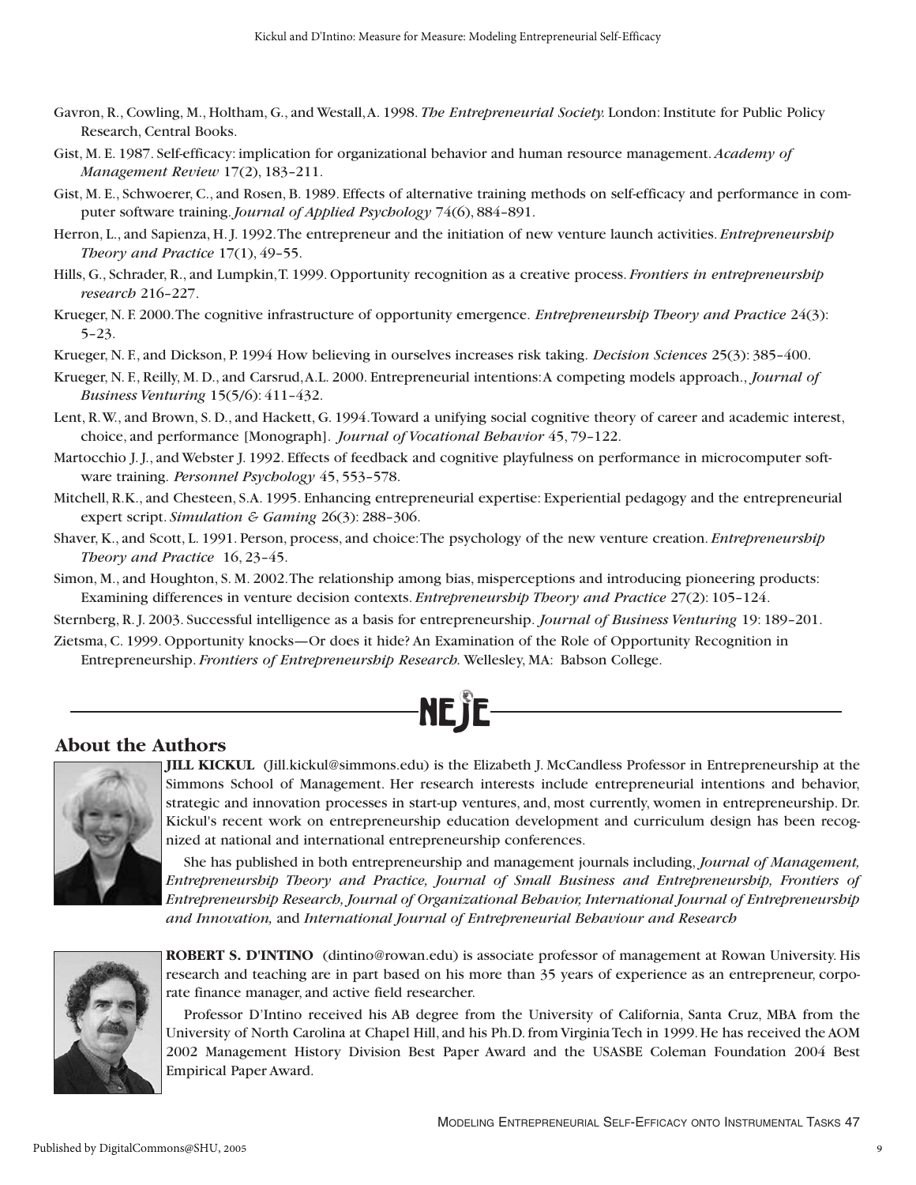Gavron, R., Cowling, M., Holtham, G., and Westall, A. 1998. *The Entrepreneurial Society.* London: Institute for Public Policy Research, Central Books.

Gist, M. E. 1987. Self-efficacy: implication for organizational behavior and human resource management. *Academy of Management Review* 17(2), 183–211.

Gist, M. E., Schwoerer, C., and Rosen, B. 1989. Effects of alternative training methods on self-efficacy and performance in computer software training. *Journal of Applied Psychology* 74(6), 884–891.

Herron, L., and Sapienza, H. J. 1992. The entrepreneur and the initiation of new venture launch activities. *Entrepreneurship Theory and Practice* 17(1), 49–55.

Hills, G., Schrader, R., and Lumpkin, T. 1999. Opportunity recognition as a creative process. *Frontiers in entrepreneurship research* 216–227.

Krueger, N. F. 2000. The cognitive infrastructure of opportunity emergence. *Entrepreneurship Theory and Practice* 24(3): 5–23.

Krueger, N. F., and Dickson, P. 1994 How believing in ourselves increases risk taking. *Decision Sciences* 25(3): 385–400.

Krueger, N. F., Reilly, M. D., and Carsrud, A.L. 2000. Entrepreneurial intentions: A competing models approach., *Journal of Business Venturing* 15(5/6): 411–432.

Lent, R. W., and Brown, S. D., and Hackett, G. 1994. Toward a unifying social cognitive theory of career and academic interest, choice, and performance [Monograph]. *Journal of Vocational Behavior* 45, 79–122.

Martocchio J. J., and Webster J. 1992. Effects of feedback and cognitive playfulness on performance in microcomputer software training. *Personnel Psychology* 45, 553–578.

Mitchell, R.K., and Chesteen, S.A. 1995. Enhancing entrepreneurial expertise: Experiential pedagogy and the entrepreneurial expert script. *Simulation & Gaming* 26(3): 288–306.

Shaver, K., and Scott, L. 1991. Person, process, and choice: The psychology of the new venture creation. *Entrepreneurship Theory and Practice* 16, 23–45.

Simon, M., and Houghton, S. M. 2002. The relationship among bias, misperceptions and introducing pioneering products: Examining differences in venture decision contexts. *Entrepreneurship Theory and Practice* 27(2): 105–124.

Sternberg, R. J. 2003. Successful intelligence as a basis for entrepreneurship. *Journal of Business Venturing* 19: 189–201.

Zietsma, C. 1999. Opportunity knocks—Or does it hide? An Examination of the Role of Opportunity Recognition in Entrepreneurship. *Frontiers of Entrepreneurship Research.* Wellesley, MA: Babson College.

## About the Authors

**JILL KICKUL** (Jill.kickul@simmons.edu) is the Elizabeth J. McCandless Professor in Entrepreneurship at the Simmons School of Management. Her research interests include entrepreneurial intentions and behavior, strategic and innovation processes in start-up ventures, and, most currently, women in entrepreneurship. Dr. Kickul's recent work on entrepreneurship education development and curriculum design has been recognized at national and international entrepreneurship conferences.

She has published in both entrepreneurship and management journals including, *Journal of Management, Entrepreneurship Theory and Practice, Journal of Small Business and Entrepreneurship, Frontiers of Entrepreneurship Research, Journal of Organizational Behavior, International Journal of Entrepreneurship and Innovation,* and *International Journal of Entrepreneurial Behaviour and Research*

**ROBERT S. D'INTINO** (dintino@rowan.edu) is associate professor of management at Rowan University. His research and teaching are in part based on his more than 35 years of experience as an entrepreneur, corporate finance manager, and active field researcher.

Professor D'Intino received his AB degree from the University of California, Santa Cruz, MBA from the University of North Carolina at Chapel Hill, and his Ph.D. from Virginia Tech in 1999. He has received the AOM 2002 Management History Division Best Paper Award and the USASBE Coleman Foundation 2004 Best Empirical Paper Award.